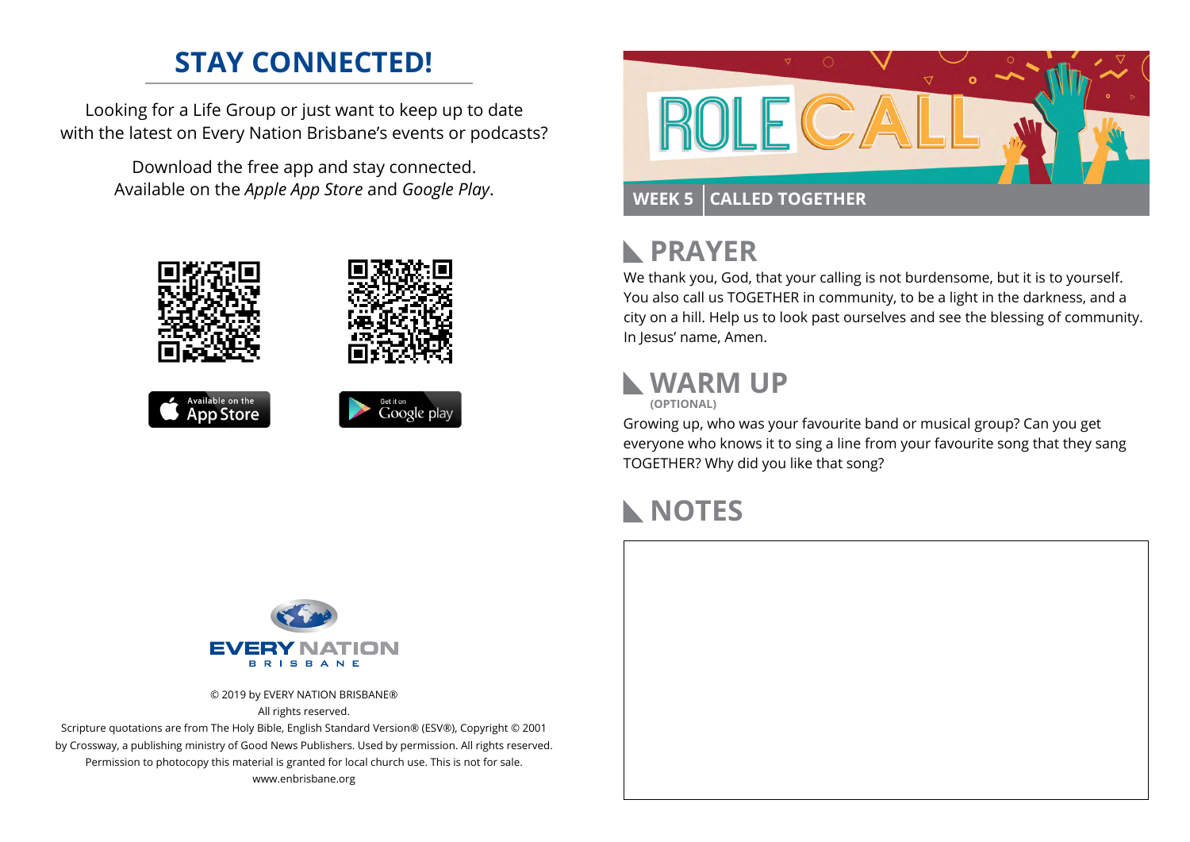# STAY CONNECTED!

Looking for a Life Group or just want to keep up to date with the latest on Every Nation Brisbane's events or podcasts?

Download the free app and stay connected. Available on the *Apple App Store* and *Google Play*.

Available on the App Store

Get it on Google play

EVERY NATION BRISBANE

© 2019 by EVERY NATION BRISBANE®
All rights reserved.
Scripture quotations are from The Holy Bible, English Standard Version® (ESV®), Copyright © 2001 by Crossway, a publishing ministry of Good News Publishers. Used by permission. All rights reserved.
Permission to photocopy this material is granted for local church use. This is not for sale.
www.enbrisbane.org

# ROLE CALL

**WEEK 5 | CALLED TOGETHER**

## PRAYER

We thank you, God, that your calling is not burdensome, but it is to yourself. You also call us TOGETHER in community, to be a light in the darkness, and a city on a hill. Help us to look past ourselves and see the blessing of community. In Jesus' name, Amen.

## WARM UP

**(OPTIONAL)**

Growing up, who was your favourite band or musical group? Can you get everyone who knows it to sing a line from your favourite song that they sang TOGETHER? Why did you like that song?

## NOTES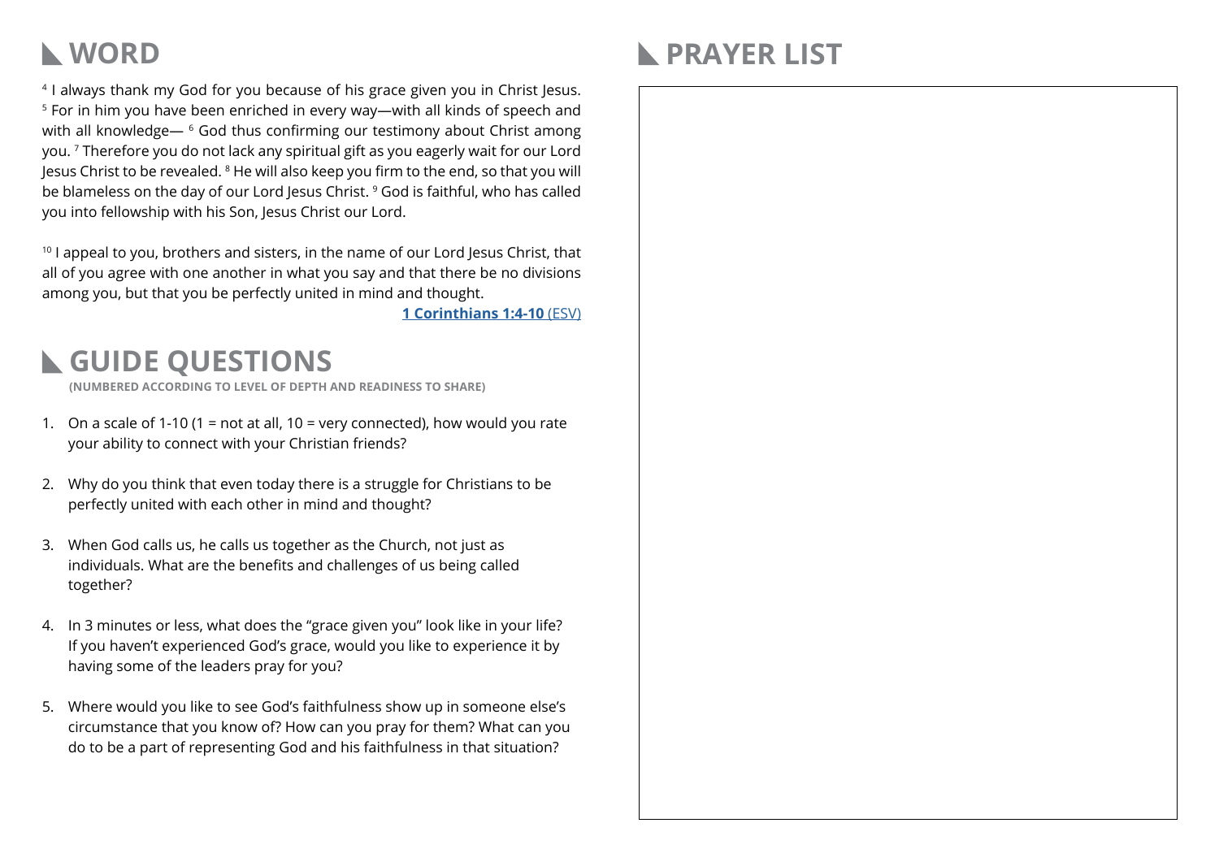## WORD

[4] I always thank my God for you because of his grace given you in Christ Jesus. [5] For in him you have been enriched in every way—with all kinds of speech and with all knowledge— [6] God thus confirming our testimony about Christ among you. [7] Therefore you do not lack any spiritual gift as you eagerly wait for our Lord Jesus Christ to be revealed. [8] He will also keep you firm to the end, so that you will be blameless on the day of our Lord Jesus Christ. [9] God is faithful, who has called you into fellowship with his Son, Jesus Christ our Lord.

[10] I appeal to you, brothers and sisters, in the name of our Lord Jesus Christ, that all of you agree with one another in what you say and that there be no divisions among you, but that you be perfectly united in mind and thought.

**1 Corinthians 1:4-10** (ESV)

## GUIDE QUESTIONS

**(NUMBERED ACCORDING TO LEVEL OF DEPTH AND READINESS TO SHARE)**

1. On a scale of 1-10 (1 = not at all, 10 = very connected), how would you rate your ability to connect with your Christian friends?

2. Why do you think that even today there is a struggle for Christians to be perfectly united with each other in mind and thought?

3. When God calls us, he calls us together as the Church, not just as individuals. What are the benefits and challenges of us being called together?

4. In 3 minutes or less, what does the "grace given you" look like in your life? If you haven't experienced God's grace, would you like to experience it by having some of the leaders pray for you?

5. Where would you like to see God's faithfulness show up in someone else's circumstance that you know of? How can you pray for them? What can you do to be a part of representing God and his faithfulness in that situation?

## PRAYER LIST